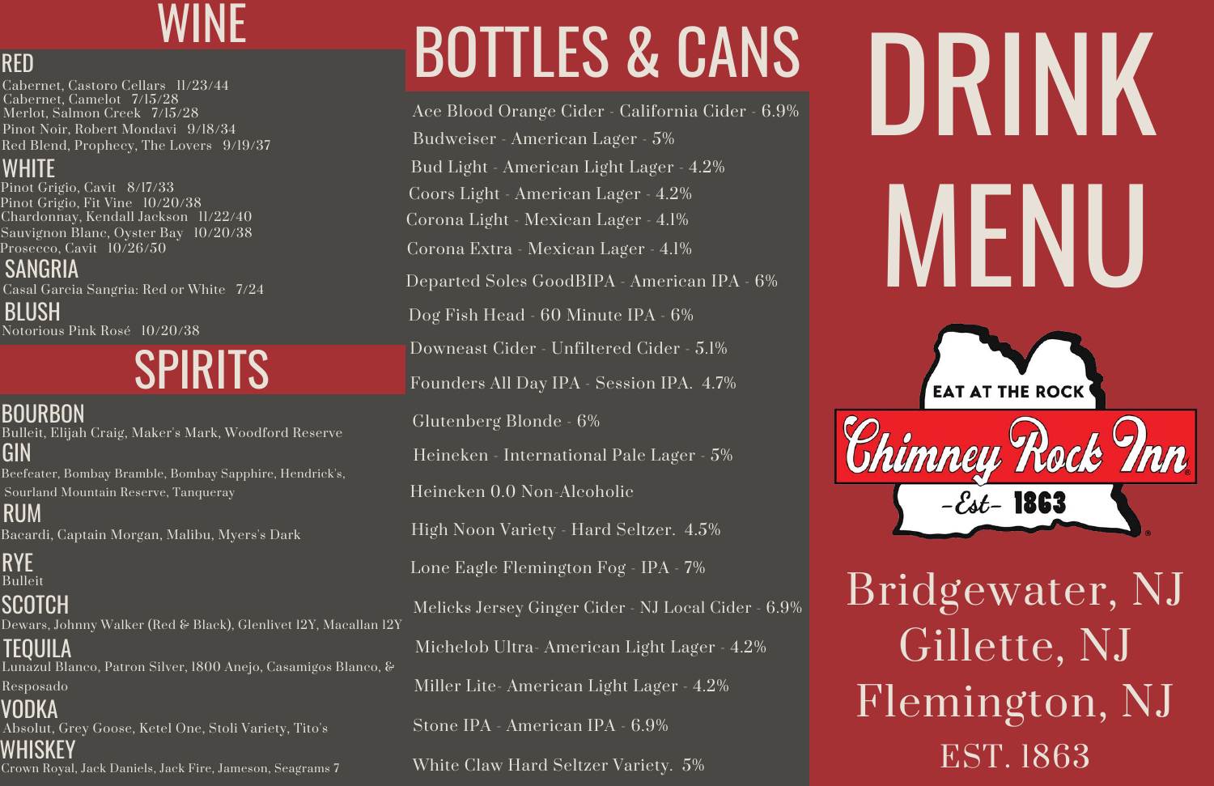# WINE

## RED

Cabernet, Castoro Cellars 11/23/44
Cabernet, Camelot 7/15/28
Merlot, Salmon Creek 7/15/28
Pinot Noir, Robert Mondavi 9/18/34
Red Blend, Prophecy, The Lovers 9/19/37

## WHITE

Pinot Grigio, Cavit 8/17/33
Pinot Grigio, Fit Vine 10/20/38
Chardonnay, Kendall Jackson 11/22/40
Sauvignon Blanc, Oyster Bay 10/20/38
Prosecco, Cavit 10/26/50

## SANGRIA

Casal Garcia Sangria: Red or White 7/24

## BLUSH

Notorious Pink Rosé 10/20/38

# SPIRITS

## BOURBON

Bulleit, Elijah Craig, Maker's Mark, Woodford Reserve

## GIN

Beefeater, Bombay Bramble, Bombay Sapphire, Hendrick's, Sourland Mountain Reserve, Tanqueray

## RUM

Bacardi, Captain Morgan, Malibu, Myers's Dark

## RYE

Bulleit

## SCOTCH

Dewars, Johnny Walker (Red & Black), Glenlivet 12Y, Macallan 12Y

## TEQUILA

Lunazul Blanco, Patron Silver, 1800 Anejo, Casamigos Blanco, & Resposado

## VODKA

Absolut, Grey Goose, Ketel One, Stoli Variety, Tito's

## WHISKEY

Crown Royal, Jack Daniels, Jack Fire, Jameson, Seagrams 7

# BOTTLES & CANS

Ace Blood Orange Cider - California Cider - 6.9%
Budweiser - American Lager - 5%
Bud Light - American Light Lager - 4.2%
Coors Light - American Lager - 4.2%
Corona Light - Mexican Lager - 4.1%
Corona Extra - Mexican Lager - 4.1%
Departed Soles GoodBIPA - American IPA - 6%
Dog Fish Head - 60 Minute IPA - 6%
Downeast Cider - Unfiltered Cider - 5.1%
Founders All Day IPA - Session IPA. 4.7%
Glutenberg Blonde - 6%
Heineken - International Pale Lager - 5%
Heineken 0.0 Non-Alcoholic
High Noon Variety - Hard Seltzer. 4.5%
Lone Eagle Flemington Fog - IPA - 7%
Melicks Jersey Ginger Cider - NJ Local Cider - 6.9%
Michelob Ultra- American Light Lager - 4.2%
Miller Lite- American Light Lager - 4.2%
Stone IPA - American IPA - 6.9%
White Claw Hard Seltzer Variety. 5%

# DRINK MENU

EAT AT THE ROCK
Chimney Rock Inn
-Est- 1863

Bridgewater, NJ
Gillette, NJ
Flemington, NJ
EST. 1863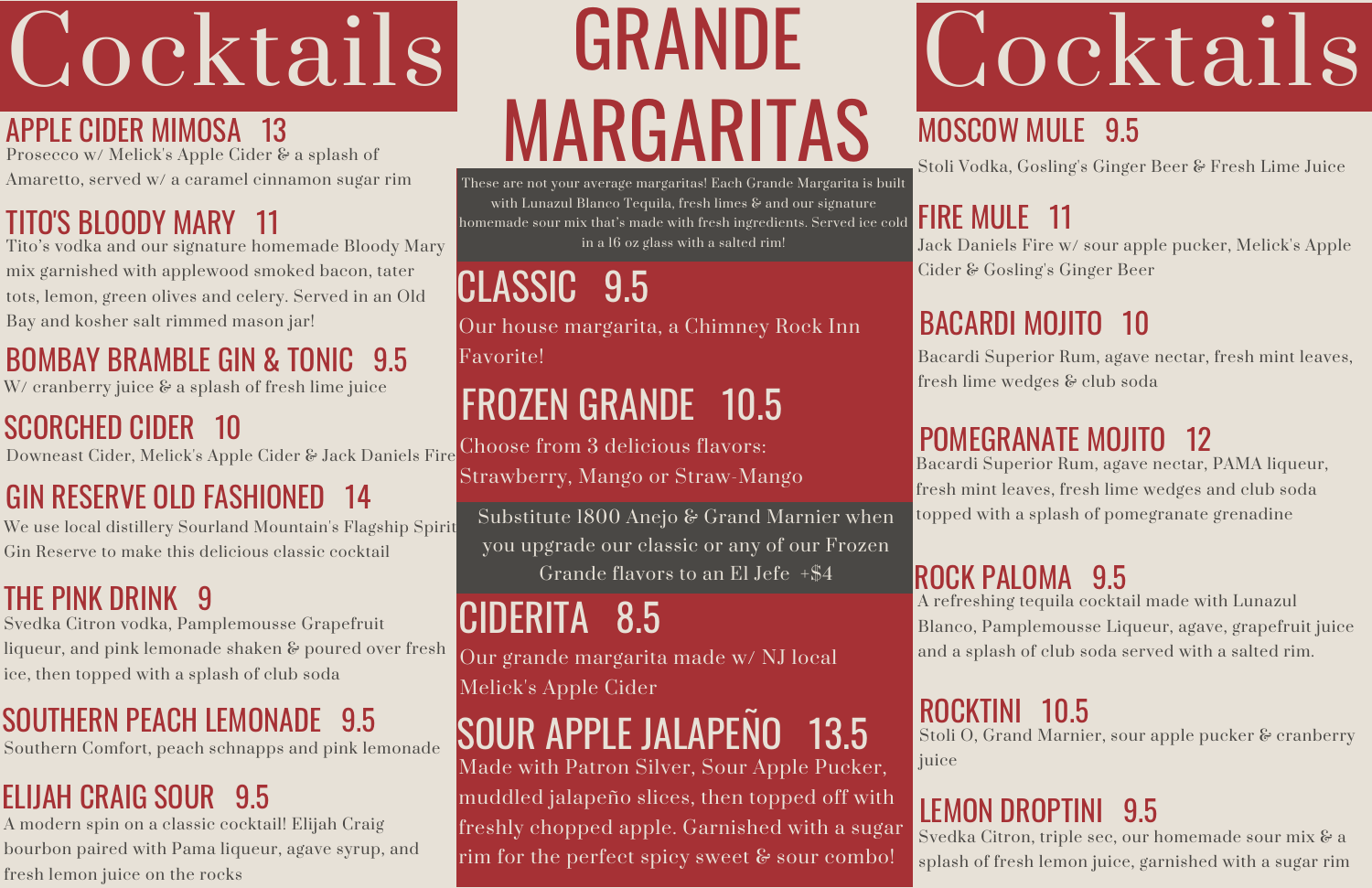# Cocktails

## APPLE CIDER MIMOSA 13
Prosecco w/ Melick's Apple Cider & a splash of Amaretto, served w/ a caramel cinnamon sugar rim

## TITO'S BLOODY MARY 11
Tito's vodka and our signature homemade Bloody Mary mix garnished with applewood smoked bacon, tater tots, lemon, green olives and celery. Served in an Old Bay and kosher salt rimmed mason jar!

## BOMBAY BRAMBLE GIN & TONIC 9.5
W/ cranberry juice & a splash of fresh lime juice

## SCORCHED CIDER 10
Downeast Cider, Melick's Apple Cider & Jack Daniels Fire

## GIN RESERVE OLD FASHIONED 14
We use local distillery Sourland Mountain's Flagship Spirit Gin Reserve to make this delicious classic cocktail

## THE PINK DRINK 9
Svedka Citron vodka, Pamplemousse Grapefruit liqueur, and pink lemonade shaken & poured over fresh ice, then topped with a splash of club soda

## SOUTHERN PEACH LEMONADE 9.5
Southern Comfort, peach schnapps and pink lemonade

## ELIJAH CRAIG SOUR 9.5
A modern spin on a classic cocktail! Elijah Craig bourbon paired with Pama liqueur, agave syrup, and fresh lemon juice on the rocks

# GRANDE MARGARITAS

These are not your average margaritas! Each Grande Margarita is built with Lunazul Blanco Tequila, fresh limes & and our signature homemade sour mix that's made with fresh ingredients. Served ice cold in a 16 oz glass with a salted rim!

## CLASSIC 9.5
Our house margarita, a Chimney Rock Inn Favorite!

## FROZEN GRANDE 10.5
Choose from 3 delicious flavors: Strawberry, Mango or Straw-Mango

Substitute 1800 Anejo & Grand Marnier when you upgrade our classic or any of our Frozen Grande flavors to an El Jefe +$4

## CIDERITA 8.5
Our grande margarita made w/ NJ local Melick's Apple Cider

## SOUR APPLE JALAPEÑO 13.5
Made with Patron Silver, Sour Apple Pucker, muddled jalapeño slices, then topped off with freshly chopped apple. Garnished with a sugar rim for the perfect spicy sweet & sour combo!

# Cocktails

## MOSCOW MULE 9.5
Stoli Vodka, Gosling's Ginger Beer & Fresh Lime Juice

## FIRE MULE 11
Jack Daniels Fire w/ sour apple pucker, Melick's Apple Cider & Gosling's Ginger Beer

## BACARDI MOJITO 10
Bacardi Superior Rum, agave nectar, fresh mint leaves, fresh lime wedges & club soda

## POMEGRANATE MOJITO 12
Bacardi Superior Rum, agave nectar, PAMA liqueur, fresh mint leaves, fresh lime wedges and club soda topped with a splash of pomegranate grenadine

## ROCK PALOMA 9.5
A refreshing tequila cocktail made with Lunazul Blanco, Pamplemousse Liqueur, agave, grapefruit juice and a splash of club soda served with a salted rim.

## ROCKTINI 10.5
Stoli O, Grand Marnier, sour apple pucker & cranberry juice

## LEMON DROPTINI 9.5
Svedka Citron, triple sec, our homemade sour mix & a splash of fresh lemon juice, garnished with a sugar rim